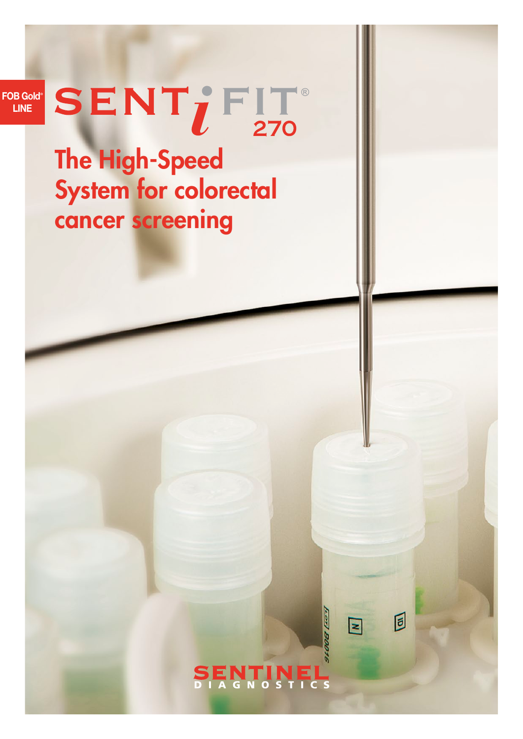FOB Gold® LINE

# SENTiFIT® 270

## The High-Speed System for colorectal cancer screening

SENTINEL DIAGNOSTICS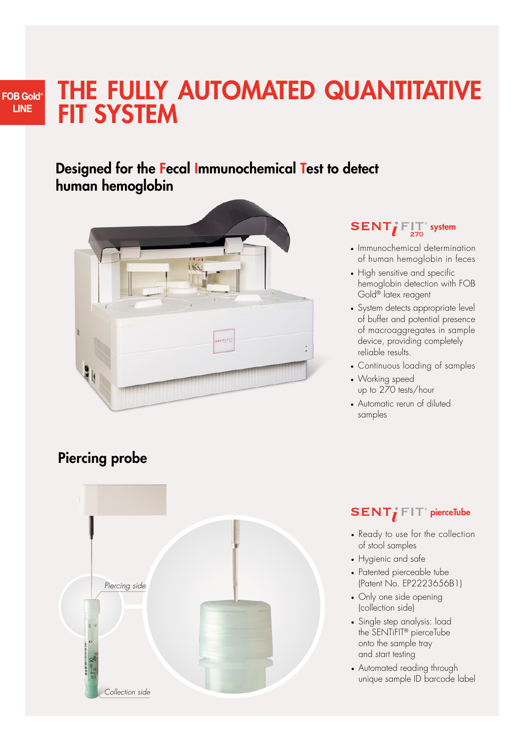FOB Gold® LINE

# THE FULLY AUTOMATED QUANTITATIVE FIT SYSTEM

## Designed for the Fecal Immunochemical Test to detect human hemoglobin

### SENTiFIT® 270 system

- Immunochemical determination of human hemoglobin in feces
- High sensitive and specific hemoglobin detection with FOB Gold® latex reagent
- System detects appropriate level of buffer and potential presence of macroaggregates in sample device, providing completely reliable results.
- Continuous loading of samples
- Working speed up to 270 tests/hour
- Automatic rerun of diluted samples

## Piercing probe

*Piercing side*

*Collection side*

### SENTiFIT® pierceTube

- Ready to use for the collection of stool samples
- Hygienic and safe
- Patented pierceable tube (Patent No. EP2223656B1)
- Only one side opening (collection side)
- Single step analysis: load the SENTiFIT® pierceTube onto the sample tray and start testing
- Automated reading through unique sample ID barcode label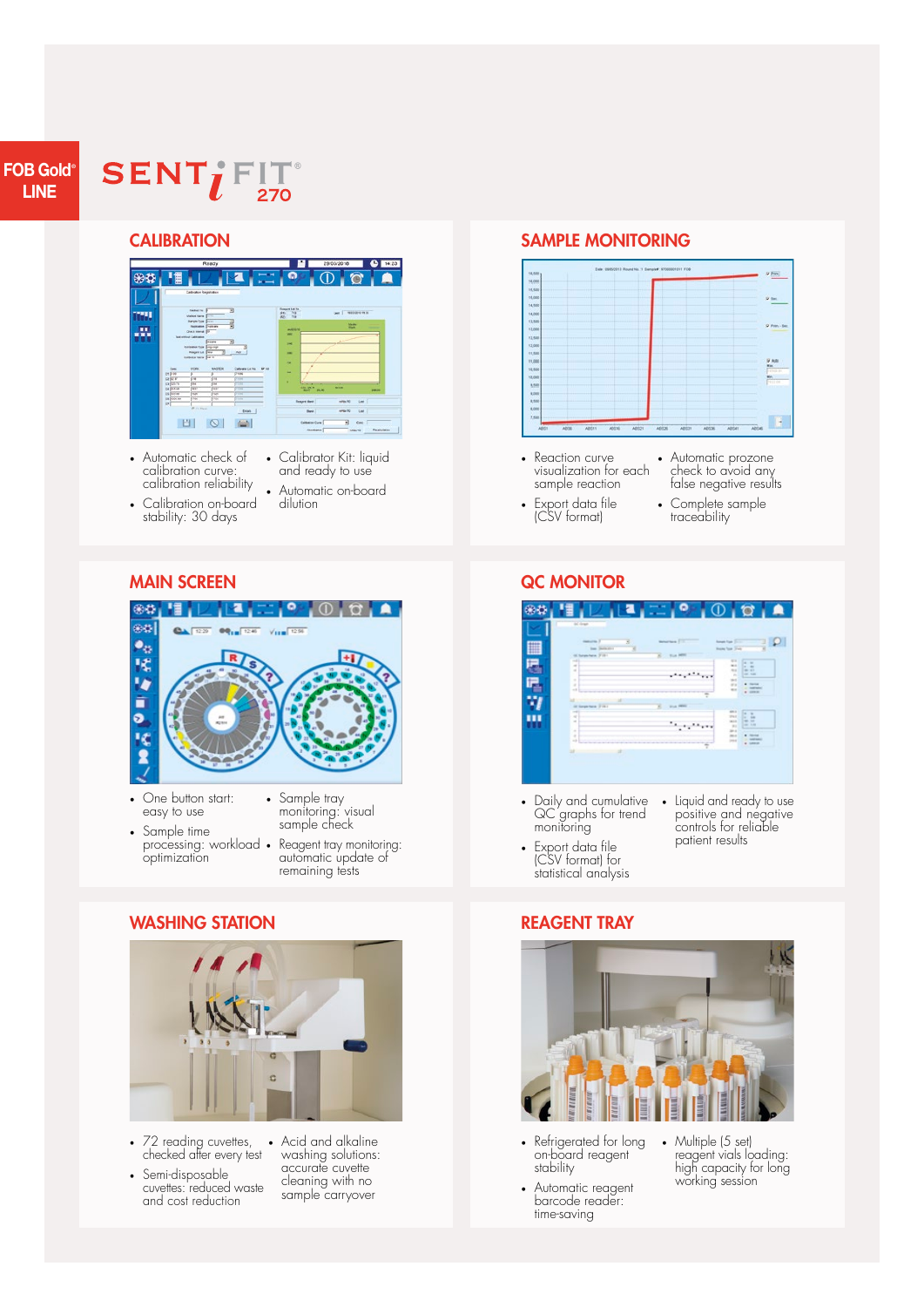FOB Gold® LINE

# SENTiFIT® 270

## CALIBRATION

- Automatic check of calibration curve: calibration reliability
- Calibration on-board stability: 30 days
- Calibrator Kit: liquid and ready to use
- Automatic on-board dilution

## SAMPLE MONITORING

- Reaction curve visualization for each sample reaction
- Export data file (CSV format)
- Automatic prozone check to avoid any false negative results
- Complete sample traceability

## MAIN SCREEN

- One button start: easy to use
- Sample time processing: workload optimization
- Sample tray monitoring: visual sample check
- Reagent tray monitoring: automatic update of remaining tests

## QC MONITOR

- Daily and cumulative QC graphs for trend monitoring
- Export data file (CSV format) for statistical analysis
- Liquid and ready to use positive and negative controls for reliable patient results

## WASHING STATION

- 72 reading cuvettes, checked after every test
- Semi-disposable cuvettes: reduced waste and cost reduction
- Acid and alkaline washing solutions: accurate cuvette cleaning with no sample carryover

## REAGENT TRAY

- Refrigerated for long on-board reagent stability
- Automatic reagent barcode reader: time-saving
- Multiple (5 set) reagent vials loading: high capacity for long working session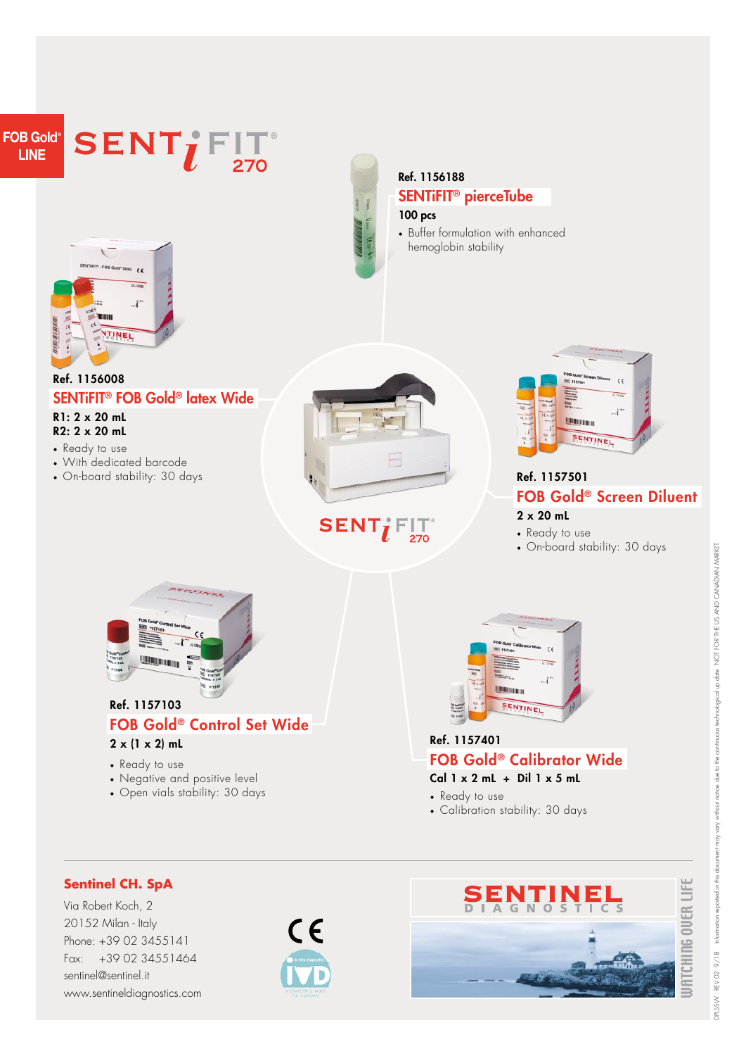FOB Gold® LINE

# SENTiFIT® 270

**Ref. 1156188**

## SENTiFIT® pierceTube

**100 pcs**

- Buffer formulation with enhanced hemoglobin stability

**Ref. 1156008**

## SENTiFIT® FOB Gold® latex Wide

**R1: 2 x 20 mL**
**R2: 2 x 20 mL**

- Ready to use
- With dedicated barcode
- On-board stability: 30 days

**Ref. 1157501**

## FOB Gold® Screen Diluent

**2 x 20 mL**

- Ready to use
- On-board stability: 30 days

SENTiFIT® 270

**Ref. 1157103**

## FOB Gold® Control Set Wide

**2 x (1 x 2) mL**

- Ready to use
- Negative and positive level
- Open vials stability: 30 days

**Ref. 1157401**

## FOB Gold® Calibrator Wide

**Cal 1 x 2 mL + Dil 1 x 5 mL**

- Ready to use
- Calibration stability: 30 days

**Sentinel CH. SpA**

Via Robert Koch, 2
20152 Milan - Italy
Phone: +39 02 3455141
Fax: +39 02 34551464
sentinel@sentinel.it
www.sentineldiagnostics.com

CE

IVD

SENTINEL DIAGNOSTICS

WATCHING OVER LIFE

DR55W REV 02 9/18 Information reported in this document may vary without notice due to the continuous technological up date. NOT FOR THE US AND CANADIAN MARKET.